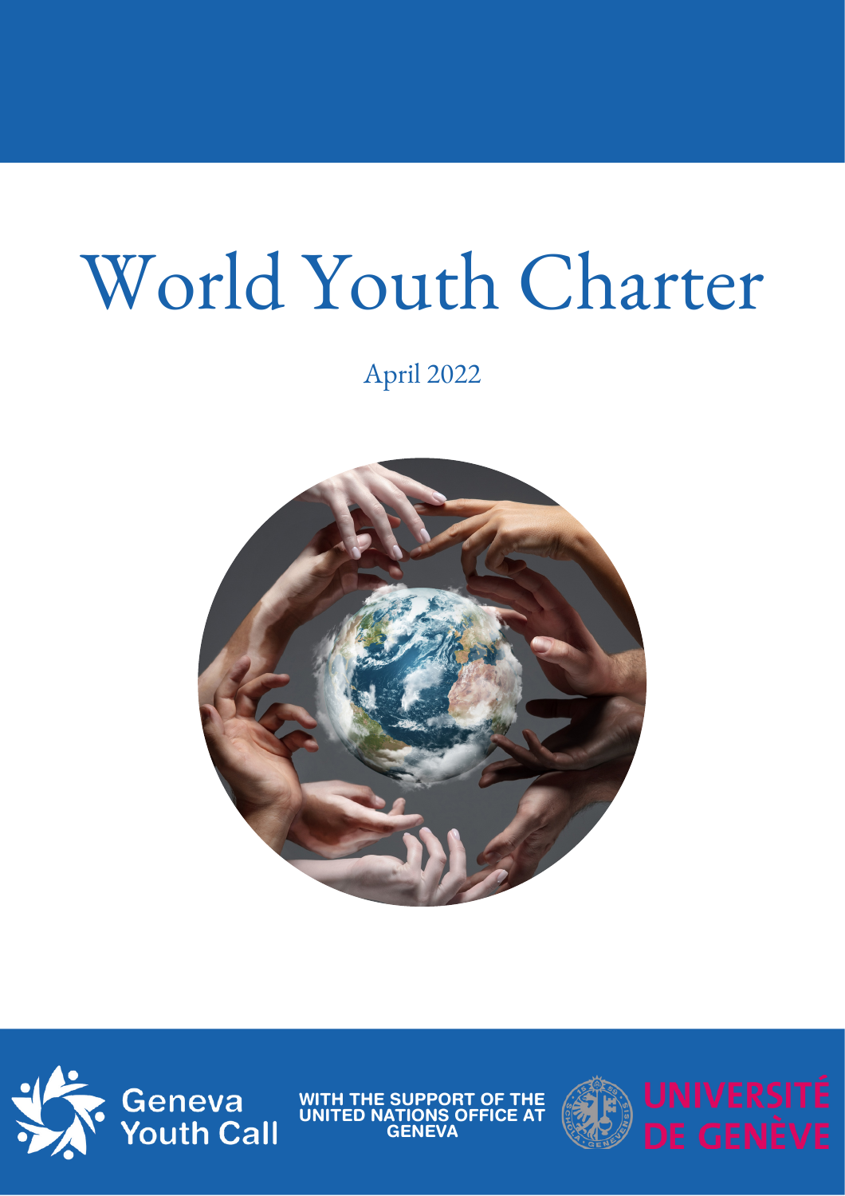# World Youth Charter

April 2022

Geneva Youth Call

WITH THE SUPPORT OF THE UNITED NATIONS OFFICE AT GENEVA

UNIVERSITÉ DE GENÈVE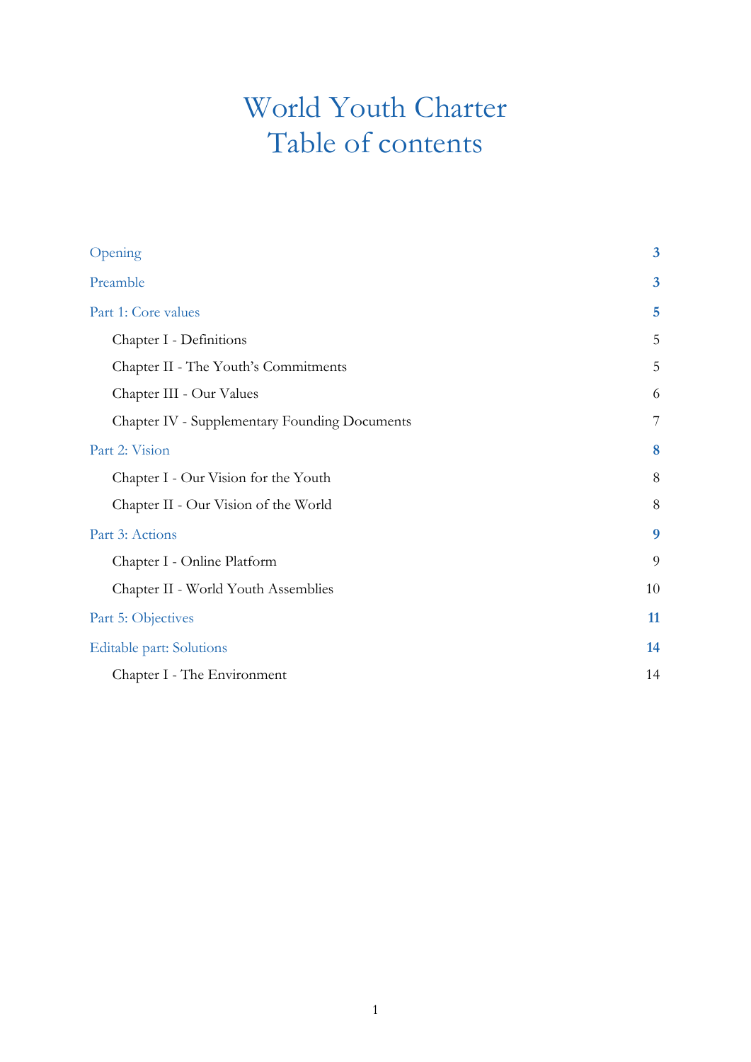# World Youth Charter
# Table of contents

| | |
|---|---|
| Opening | **3** |
| Preamble | **3** |
| Part 1: Core values | **5** |
| Chapter I - Definitions | 5 |
| Chapter II - The Youth's Commitments | 5 |
| Chapter III - Our Values | 6 |
| Chapter IV - Supplementary Founding Documents | 7 |
| Part 2: Vision | **8** |
| Chapter I - Our Vision for the Youth | 8 |
| Chapter II - Our Vision of the World | 8 |
| Part 3: Actions | **9** |
| Chapter I - Online Platform | 9 |
| Chapter II - World Youth Assemblies | 10 |
| Part 5: Objectives | **11** |
| Editable part: Solutions | **14** |
| Chapter I - The Environment | 14 |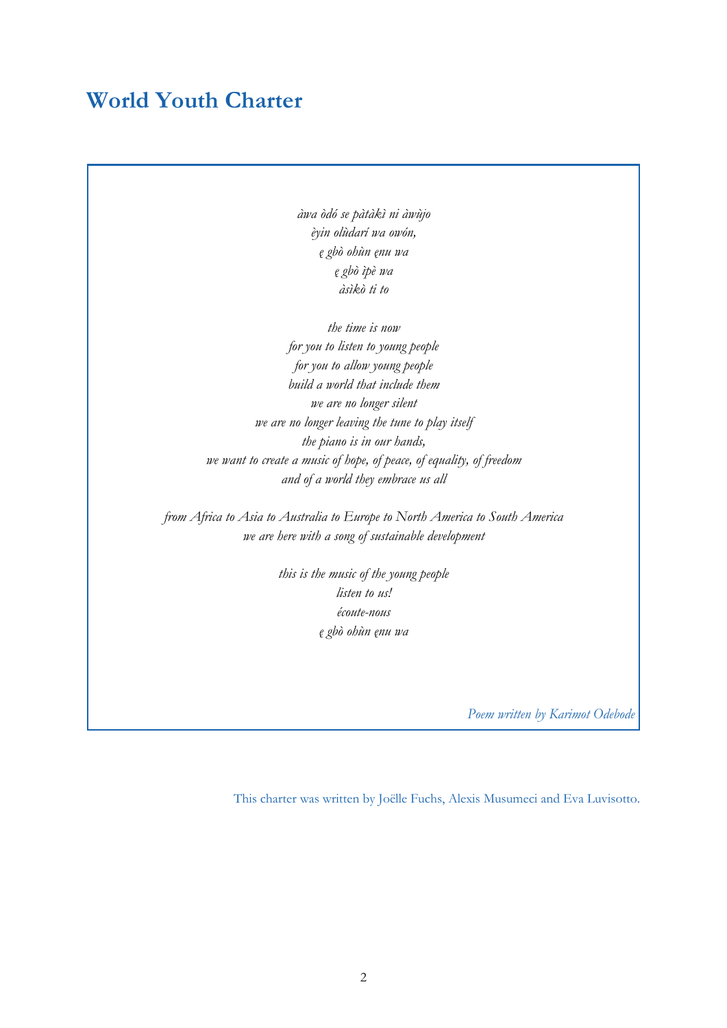# World Youth Charter

*àwa òdó se pàtàkì ni àwùjo*
*èyin olùdarí wa owón,*
*ẹ gbò ohùn ẹnu wa*
*ẹ gbò ìpè wa*
*àsìkò ti to*

*the time is now*
*for you to listen to young people*
*for you to allow young people*
*build a world that include them*
*we are no longer silent*
*we are no longer leaving the tune to play itself*
*the piano is in our hands,*
*we want to create a music of hope, of peace, of equality, of freedom*
*and of a world they embrace us all*

*from Africa to Asia to Australia to Europe to North America to South America*
*we are here with a song of sustainable development*

*this is the music of the young people*
*listen to us!*
*écoute-nous*
*ẹ gbò ohùn ẹnu wa*

*Poem written by Karimot Odebode*

This charter was written by Joëlle Fuchs, Alexis Musumeci and Eva Luvisotto.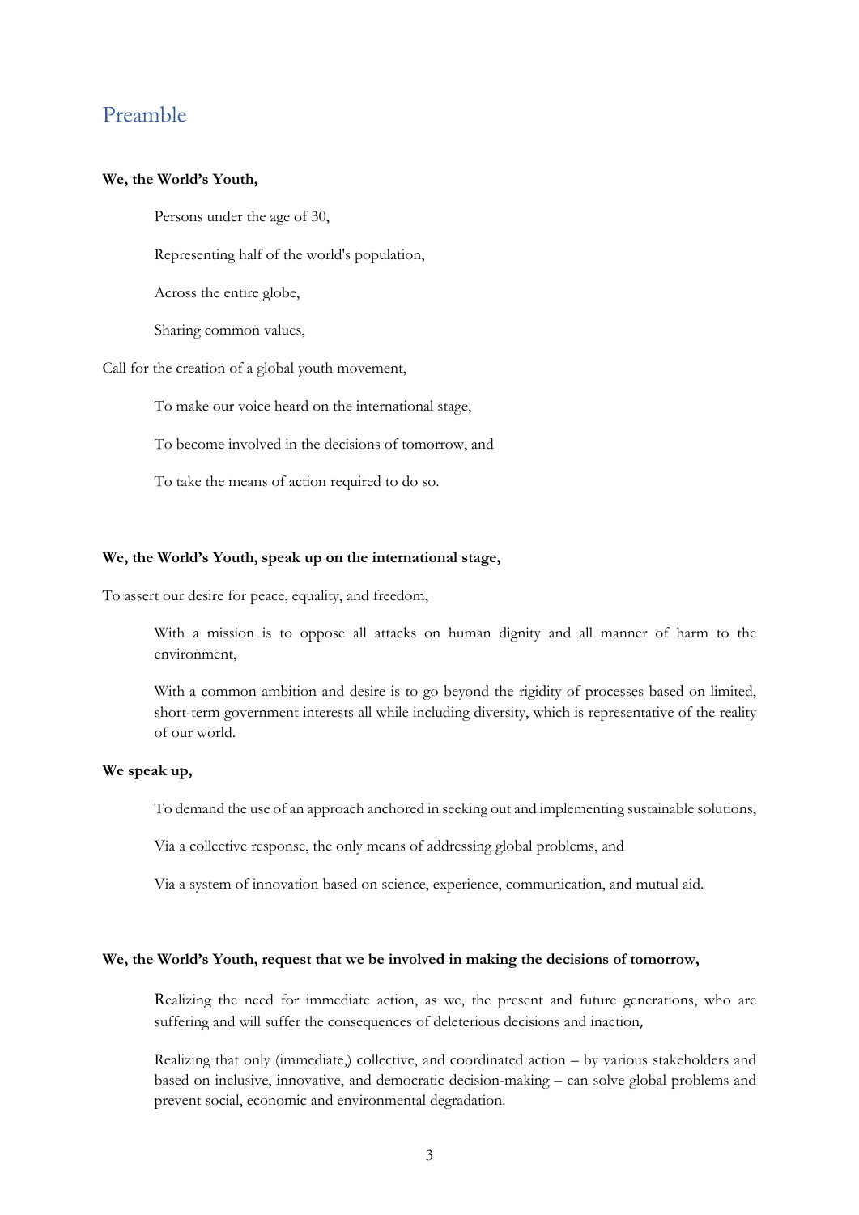## Preamble

**We, the World's Youth,**

Persons under the age of 30,

Representing half of the world's population,

Across the entire globe,

Sharing common values,

Call for the creation of a global youth movement,

To make our voice heard on the international stage,

To become involved in the decisions of tomorrow, and

To take the means of action required to do so.

**We, the World's Youth, speak up on the international stage,**

To assert our desire for peace, equality, and freedom,

With a mission is to oppose all attacks on human dignity and all manner of harm to the environment,

With a common ambition and desire is to go beyond the rigidity of processes based on limited, short-term government interests all while including diversity, which is representative of the reality of our world.

**We speak up,**

To demand the use of an approach anchored in seeking out and implementing sustainable solutions,

Via a collective response, the only means of addressing global problems, and

Via a system of innovation based on science, experience, communication, and mutual aid.

**We, the World's Youth, request that we be involved in making the decisions of tomorrow,**

Realizing the need for immediate action, as we, the present and future generations, who are suffering and will suffer the consequences of deleterious decisions and inaction,

Realizing that only (immediate,) collective, and coordinated action – by various stakeholders and based on inclusive, innovative, and democratic decision-making – can solve global problems and prevent social, economic and environmental degradation.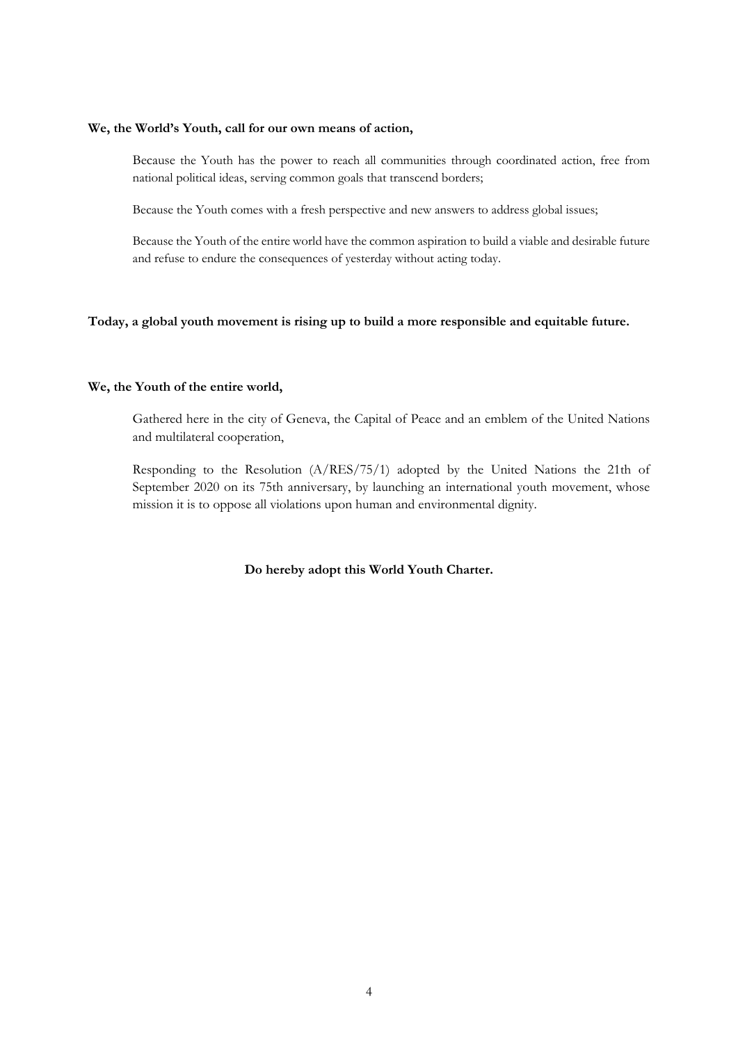**We, the World's Youth, call for our own means of action,**

Because the Youth has the power to reach all communities through coordinated action, free from national political ideas, serving common goals that transcend borders;

Because the Youth comes with a fresh perspective and new answers to address global issues;

Because the Youth of the entire world have the common aspiration to build a viable and desirable future and refuse to endure the consequences of yesterday without acting today.

**Today, a global youth movement is rising up to build a more responsible and equitable future.**

**We, the Youth of the entire world,**

Gathered here in the city of Geneva, the Capital of Peace and an emblem of the United Nations and multilateral cooperation,

Responding to the Resolution (A/RES/75/1) adopted by the United Nations the 21th of September 2020 on its 75th anniversary, by launching an international youth movement, whose mission it is to oppose all violations upon human and environmental dignity.

**Do hereby adopt this World Youth Charter.**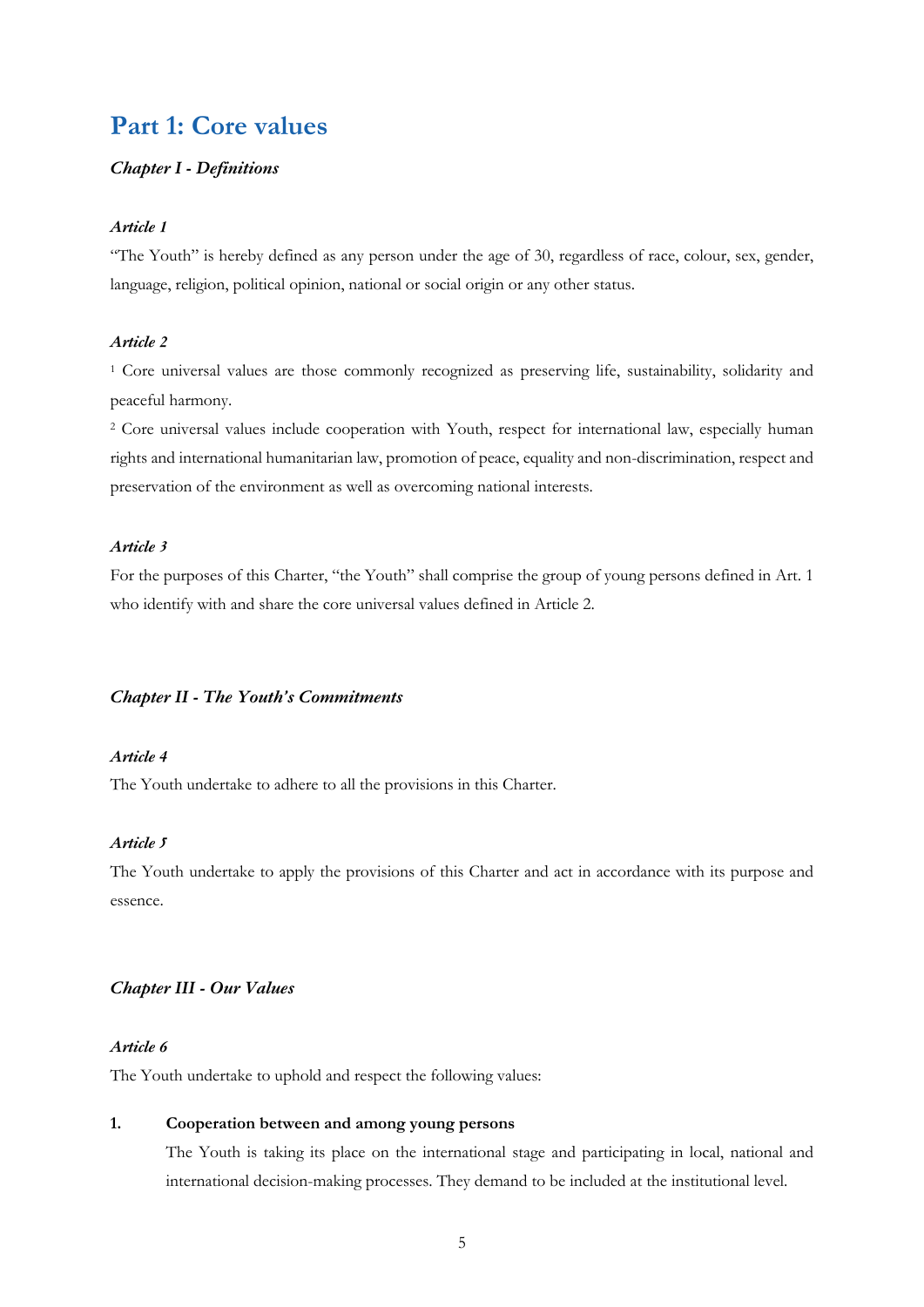# Part 1: Core values

### *Chapter I - Definitions*

#### *Article 1*

"The Youth" is hereby defined as any person under the age of 30, regardless of race, colour, sex, gender, language, religion, political opinion, national or social origin or any other status.

#### *Article 2*

[1] Core universal values are those commonly recognized as preserving life, sustainability, solidarity and peaceful harmony.

[2] Core universal values include cooperation with Youth, respect for international law, especially human rights and international humanitarian law, promotion of peace, equality and non-discrimination, respect and preservation of the environment as well as overcoming national interests.

#### *Article 3*

For the purposes of this Charter, "the Youth" shall comprise the group of young persons defined in Art. 1 who identify with and share the core universal values defined in Article 2.

### *Chapter II - The Youth's Commitments*

#### *Article 4*

The Youth undertake to adhere to all the provisions in this Charter.

#### *Article 5*

The Youth undertake to apply the provisions of this Charter and act in accordance with its purpose and essence.

### *Chapter III - Our Values*

#### *Article 6*

The Youth undertake to uphold and respect the following values:

1. **Cooperation between and among young persons**

   The Youth is taking its place on the international stage and participating in local, national and international decision-making processes. They demand to be included at the institutional level.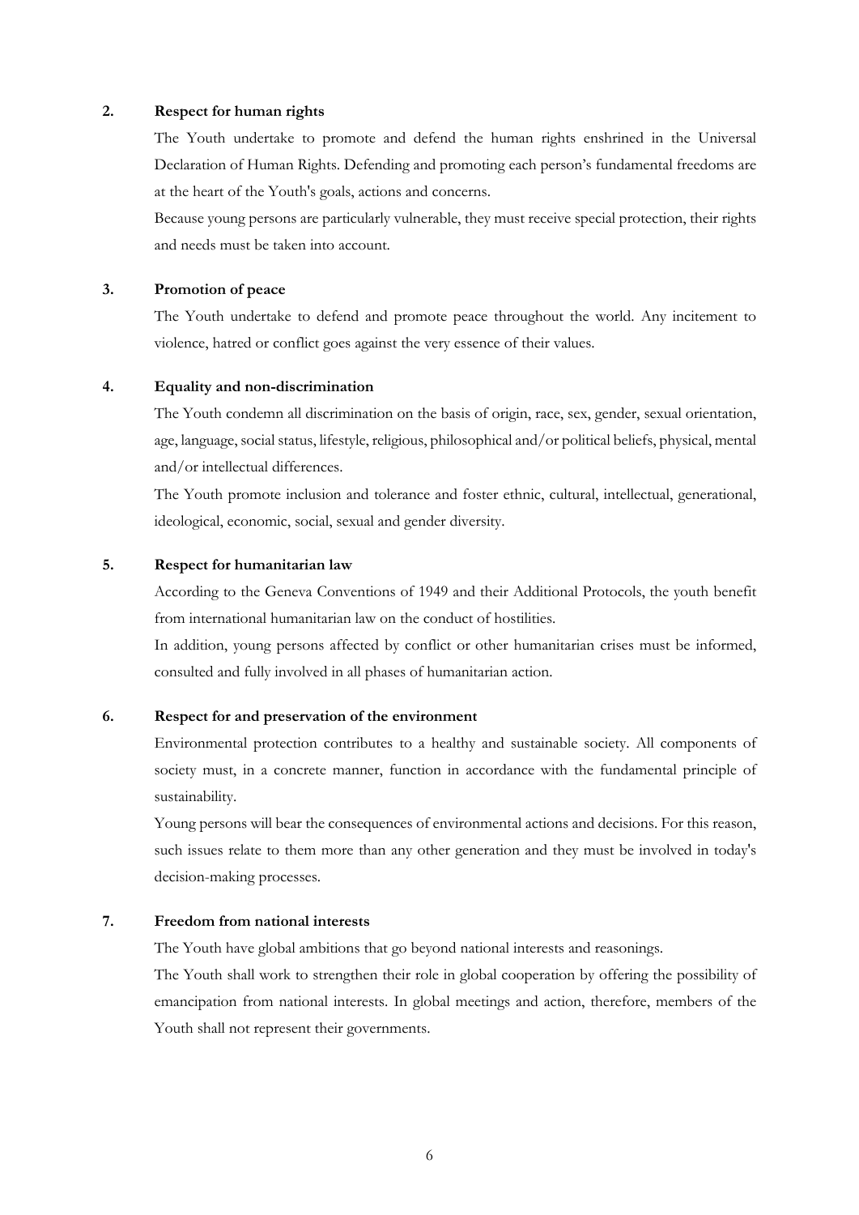**2. Respect for human rights**

The Youth undertake to promote and defend the human rights enshrined in the Universal Declaration of Human Rights. Defending and promoting each person's fundamental freedoms are at the heart of the Youth's goals, actions and concerns.

Because young persons are particularly vulnerable, they must receive special protection, their rights and needs must be taken into account.

**3. Promotion of peace**

The Youth undertake to defend and promote peace throughout the world. Any incitement to violence, hatred or conflict goes against the very essence of their values.

**4. Equality and non-discrimination**

The Youth condemn all discrimination on the basis of origin, race, sex, gender, sexual orientation, age, language, social status, lifestyle, religious, philosophical and/or political beliefs, physical, mental and/or intellectual differences.

The Youth promote inclusion and tolerance and foster ethnic, cultural, intellectual, generational, ideological, economic, social, sexual and gender diversity.

**5. Respect for humanitarian law**

According to the Geneva Conventions of 1949 and their Additional Protocols, the youth benefit from international humanitarian law on the conduct of hostilities.

In addition, young persons affected by conflict or other humanitarian crises must be informed, consulted and fully involved in all phases of humanitarian action.

**6. Respect for and preservation of the environment**

Environmental protection contributes to a healthy and sustainable society. All components of society must, in a concrete manner, function in accordance with the fundamental principle of sustainability.

Young persons will bear the consequences of environmental actions and decisions. For this reason, such issues relate to them more than any other generation and they must be involved in today's decision-making processes.

**7. Freedom from national interests**

The Youth have global ambitions that go beyond national interests and reasonings.

The Youth shall work to strengthen their role in global cooperation by offering the possibility of emancipation from national interests. In global meetings and action, therefore, members of the Youth shall not represent their governments.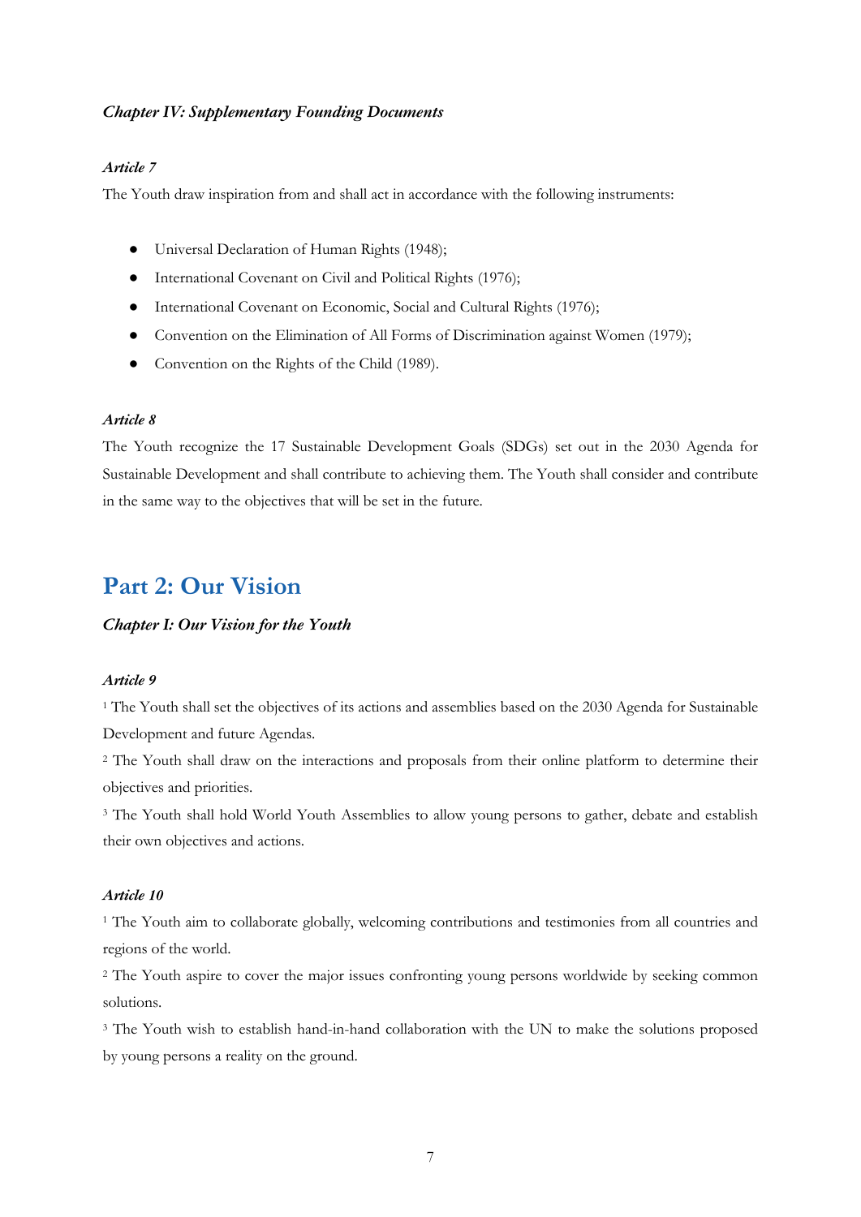### *Chapter IV: Supplementary Founding Documents*

#### *Article 7*

The Youth draw inspiration from and shall act in accordance with the following instruments:

- Universal Declaration of Human Rights (1948);
- International Covenant on Civil and Political Rights (1976);
- International Covenant on Economic, Social and Cultural Rights (1976);
- Convention on the Elimination of All Forms of Discrimination against Women (1979);
- Convention on the Rights of the Child (1989).

#### *Article 8*

The Youth recognize the 17 Sustainable Development Goals (SDGs) set out in the 2030 Agenda for Sustainable Development and shall contribute to achieving them. The Youth shall consider and contribute in the same way to the objectives that will be set in the future.

## Part 2: Our Vision

### *Chapter I: Our Vision for the Youth*

#### *Article 9*

[1] The Youth shall set the objectives of its actions and assemblies based on the 2030 Agenda for Sustainable Development and future Agendas.

[2] The Youth shall draw on the interactions and proposals from their online platform to determine their objectives and priorities.

[3] The Youth shall hold World Youth Assemblies to allow young persons to gather, debate and establish their own objectives and actions.

#### *Article 10*

[1] The Youth aim to collaborate globally, welcoming contributions and testimonies from all countries and regions of the world.

[2] The Youth aspire to cover the major issues confronting young persons worldwide by seeking common solutions.

[3] The Youth wish to establish hand-in-hand collaboration with the UN to make the solutions proposed by young persons a reality on the ground.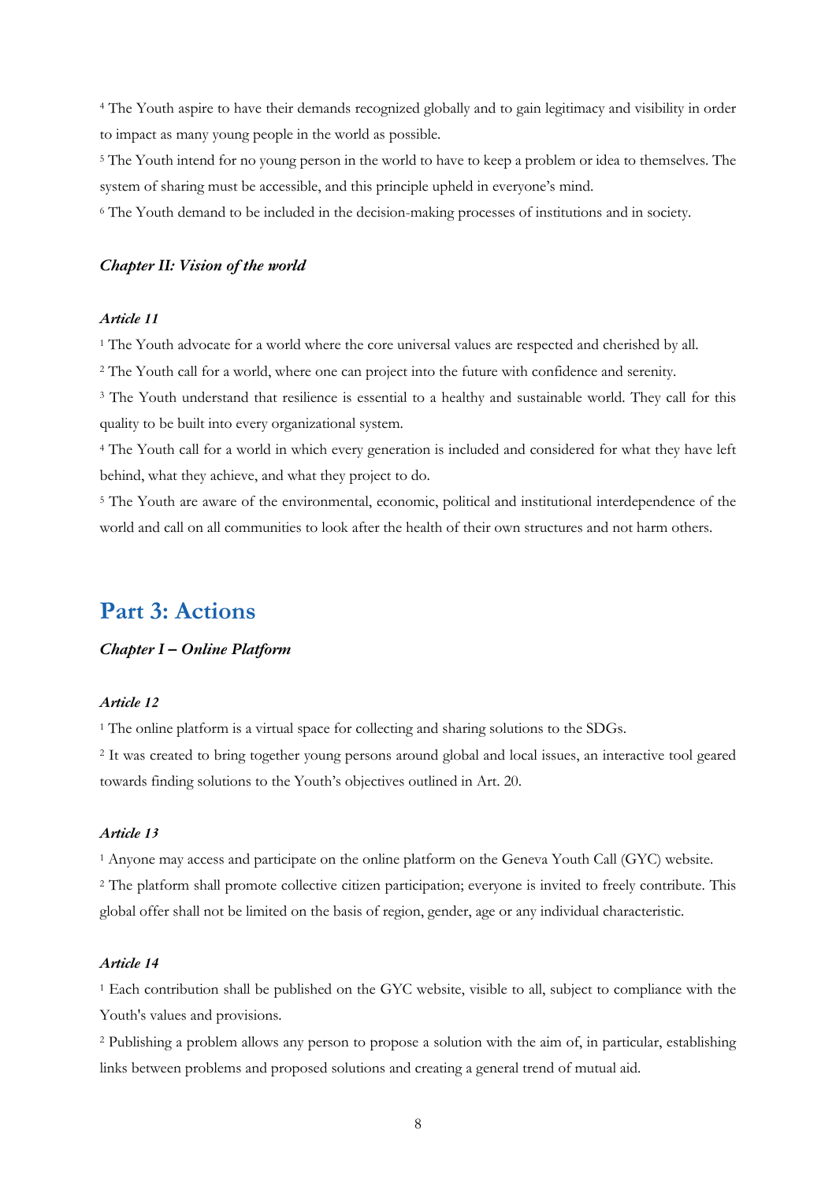[4] The Youth aspire to have their demands recognized globally and to gain legitimacy and visibility in order to impact as many young people in the world as possible.

[5] The Youth intend for no young person in the world to have to keep a problem or idea to themselves. The system of sharing must be accessible, and this principle upheld in everyone's mind.

[6] The Youth demand to be included in the decision-making processes of institutions and in society.

### *Chapter II: Vision of the world*

#### *Article 11*

[1] The Youth advocate for a world where the core universal values are respected and cherished by all.

[2] The Youth call for a world, where one can project into the future with confidence and serenity.

[3] The Youth understand that resilience is essential to a healthy and sustainable world. They call for this quality to be built into every organizational system.

[4] The Youth call for a world in which every generation is included and considered for what they have left behind, what they achieve, and what they project to do.

[5] The Youth are aware of the environmental, economic, political and institutional interdependence of the world and call on all communities to look after the health of their own structures and not harm others.

## Part 3: Actions

### *Chapter I – Online Platform*

#### *Article 12*

[1] The online platform is a virtual space for collecting and sharing solutions to the SDGs.

[2] It was created to bring together young persons around global and local issues, an interactive tool geared towards finding solutions to the Youth's objectives outlined in Art. 20.

#### *Article 13*

[1] Anyone may access and participate on the online platform on the Geneva Youth Call (GYC) website.

[2] The platform shall promote collective citizen participation; everyone is invited to freely contribute. This global offer shall not be limited on the basis of region, gender, age or any individual characteristic.

#### *Article 14*

[1] Each contribution shall be published on the GYC website, visible to all, subject to compliance with the Youth's values and provisions.

[2] Publishing a problem allows any person to propose a solution with the aim of, in particular, establishing links between problems and proposed solutions and creating a general trend of mutual aid.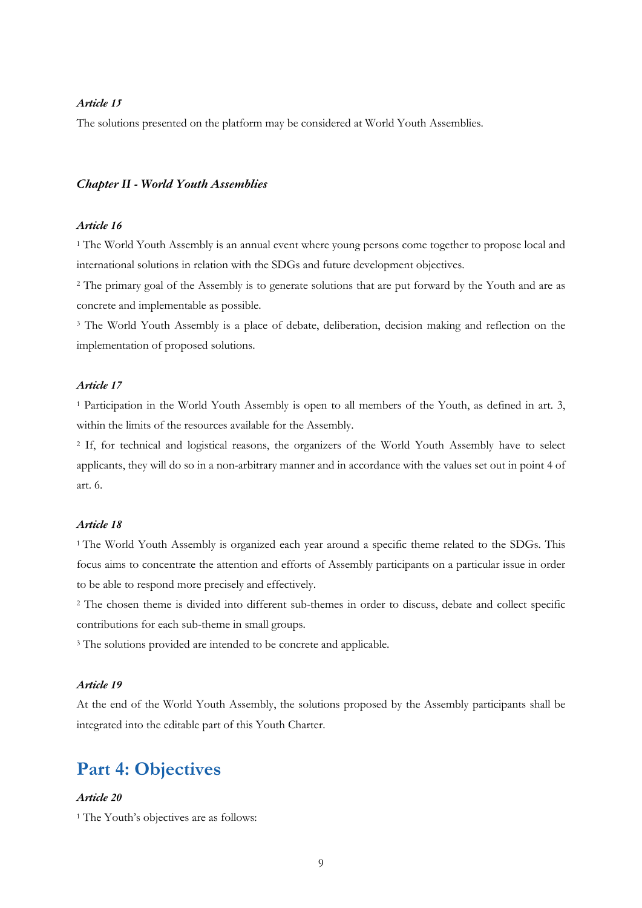*Article 15*

The solutions presented on the platform may be considered at World Youth Assemblies.

### *Chapter II - World Youth Assemblies*

*Article 16*

[1] The World Youth Assembly is an annual event where young persons come together to propose local and international solutions in relation with the SDGs and future development objectives.

[2] The primary goal of the Assembly is to generate solutions that are put forward by the Youth and are as concrete and implementable as possible.

[3] The World Youth Assembly is a place of debate, deliberation, decision making and reflection on the implementation of proposed solutions.

*Article 17*

[1] Participation in the World Youth Assembly is open to all members of the Youth, as defined in art. 3, within the limits of the resources available for the Assembly.

[2] If, for technical and logistical reasons, the organizers of the World Youth Assembly have to select applicants, they will do so in a non-arbitrary manner and in accordance with the values set out in point 4 of art. 6.

*Article 18*

[1] The World Youth Assembly is organized each year around a specific theme related to the SDGs. This focus aims to concentrate the attention and efforts of Assembly participants on a particular issue in order to be able to respond more precisely and effectively.

[2] The chosen theme is divided into different sub-themes in order to discuss, debate and collect specific contributions for each sub-theme in small groups.

[3] The solutions provided are intended to be concrete and applicable.

*Article 19*

At the end of the World Youth Assembly, the solutions proposed by the Assembly participants shall be integrated into the editable part of this Youth Charter.

## Part 4: Objectives

*Article 20*

[1] The Youth's objectives are as follows: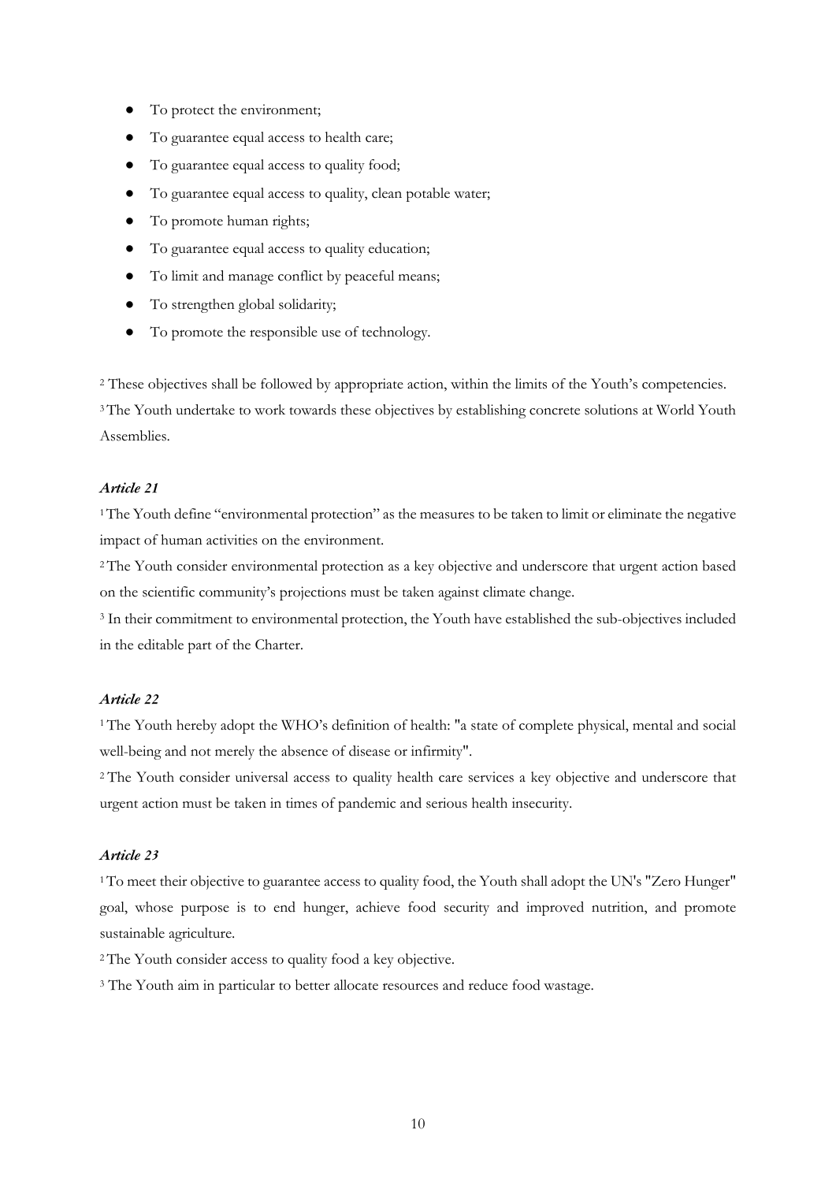- To protect the environment;
- To guarantee equal access to health care;
- To guarantee equal access to quality food;
- To guarantee equal access to quality, clean potable water;
- To promote human rights;
- To guarantee equal access to quality education;
- To limit and manage conflict by peaceful means;
- To strengthen global solidarity;
- To promote the responsible use of technology.

[2] These objectives shall be followed by appropriate action, within the limits of the Youth's competencies.
[3] The Youth undertake to work towards these objectives by establishing concrete solutions at World Youth Assemblies.

### *Article 21*

[1] The Youth define "environmental protection" as the measures to be taken to limit or eliminate the negative impact of human activities on the environment.
[2] The Youth consider environmental protection as a key objective and underscore that urgent action based on the scientific community's projections must be taken against climate change.
[3] In their commitment to environmental protection, the Youth have established the sub-objectives included in the editable part of the Charter.

### *Article 22*

[1] The Youth hereby adopt the WHO's definition of health: "a state of complete physical, mental and social well-being and not merely the absence of disease or infirmity".
[2] The Youth consider universal access to quality health care services a key objective and underscore that urgent action must be taken in times of pandemic and serious health insecurity.

### *Article 23*

[1] To meet their objective to guarantee access to quality food, the Youth shall adopt the UN's "Zero Hunger" goal, whose purpose is to end hunger, achieve food security and improved nutrition, and promote sustainable agriculture.
[2] The Youth consider access to quality food a key objective.
[3] The Youth aim in particular to better allocate resources and reduce food wastage.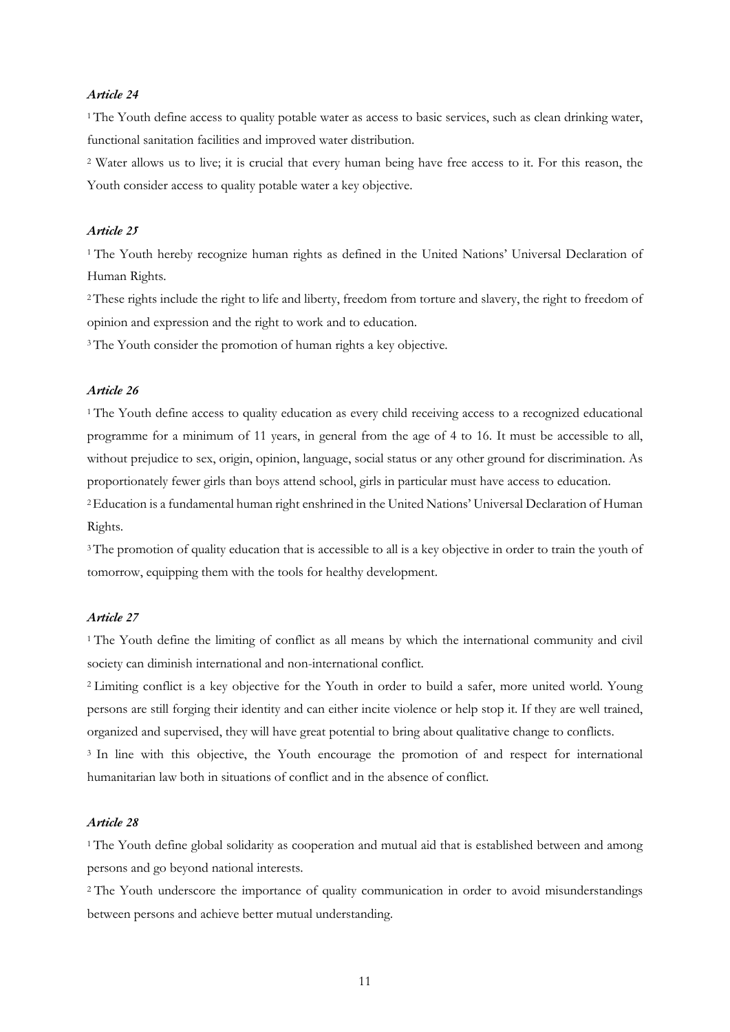*Article 24*

[1] The Youth define access to quality potable water as access to basic services, such as clean drinking water, functional sanitation facilities and improved water distribution.

[2] Water allows us to live; it is crucial that every human being have free access to it. For this reason, the Youth consider access to quality potable water a key objective.

*Article 25*

[1] The Youth hereby recognize human rights as defined in the United Nations' Universal Declaration of Human Rights.

[2] These rights include the right to life and liberty, freedom from torture and slavery, the right to freedom of opinion and expression and the right to work and to education.

[3] The Youth consider the promotion of human rights a key objective.

*Article 26*

[1] The Youth define access to quality education as every child receiving access to a recognized educational programme for a minimum of 11 years, in general from the age of 4 to 16. It must be accessible to all, without prejudice to sex, origin, opinion, language, social status or any other ground for discrimination. As proportionately fewer girls than boys attend school, girls in particular must have access to education.

[2] Education is a fundamental human right enshrined in the United Nations' Universal Declaration of Human Rights.

[3] The promotion of quality education that is accessible to all is a key objective in order to train the youth of tomorrow, equipping them with the tools for healthy development.

*Article 27*

[1] The Youth define the limiting of conflict as all means by which the international community and civil society can diminish international and non-international conflict.

[2] Limiting conflict is a key objective for the Youth in order to build a safer, more united world. Young persons are still forging their identity and can either incite violence or help stop it. If they are well trained, organized and supervised, they will have great potential to bring about qualitative change to conflicts.

[3] In line with this objective, the Youth encourage the promotion of and respect for international humanitarian law both in situations of conflict and in the absence of conflict.

*Article 28*

[1] The Youth define global solidarity as cooperation and mutual aid that is established between and among persons and go beyond national interests.

[2] The Youth underscore the importance of quality communication in order to avoid misunderstandings between persons and achieve better mutual understanding.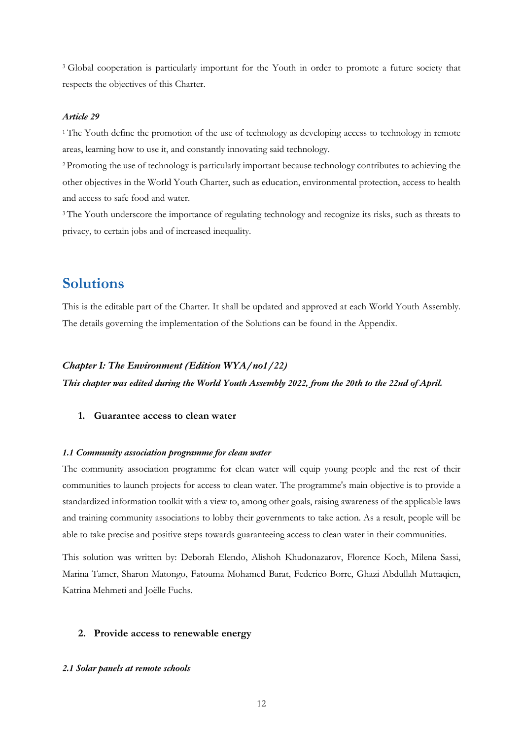[3] Global cooperation is particularly important for the Youth in order to promote a future society that respects the objectives of this Charter.

***Article 29***

[1] The Youth define the promotion of the use of technology as developing access to technology in remote areas, learning how to use it, and constantly innovating said technology.

[2] Promoting the use of technology is particularly important because technology contributes to achieving the other objectives in the World Youth Charter, such as education, environmental protection, access to health and access to safe food and water.

[3] The Youth underscore the importance of regulating technology and recognize its risks, such as threats to privacy, to certain jobs and of increased inequality.

# Solutions

This is the editable part of the Charter. It shall be updated and approved at each World Youth Assembly. The details governing the implementation of the Solutions can be found in the Appendix.

***Chapter I: The Environment (Edition WYA/no1/22)***

***This chapter was edited during the World Youth Assembly 2022, from the 20th to the 22nd of April.***

## 1. Guarantee access to clean water

***1.1 Community association programme for clean water***

The community association programme for clean water will equip young people and the rest of their communities to launch projects for access to clean water. The programme's main objective is to provide a standardized information toolkit with a view to, among other goals, raising awareness of the applicable laws and training community associations to lobby their governments to take action. As a result, people will be able to take precise and positive steps towards guaranteeing access to clean water in their communities.

This solution was written by: Deborah Elendo, Alishoh Khudonazarov, Florence Koch, Milena Sassi, Marina Tamer, Sharon Matongo, Fatouma Mohamed Barat, Federico Borre, Ghazi Abdullah Muttaqien, Katrina Mehmeti and Joëlle Fuchs.

## 2. Provide access to renewable energy

***2.1 Solar panels at remote schools***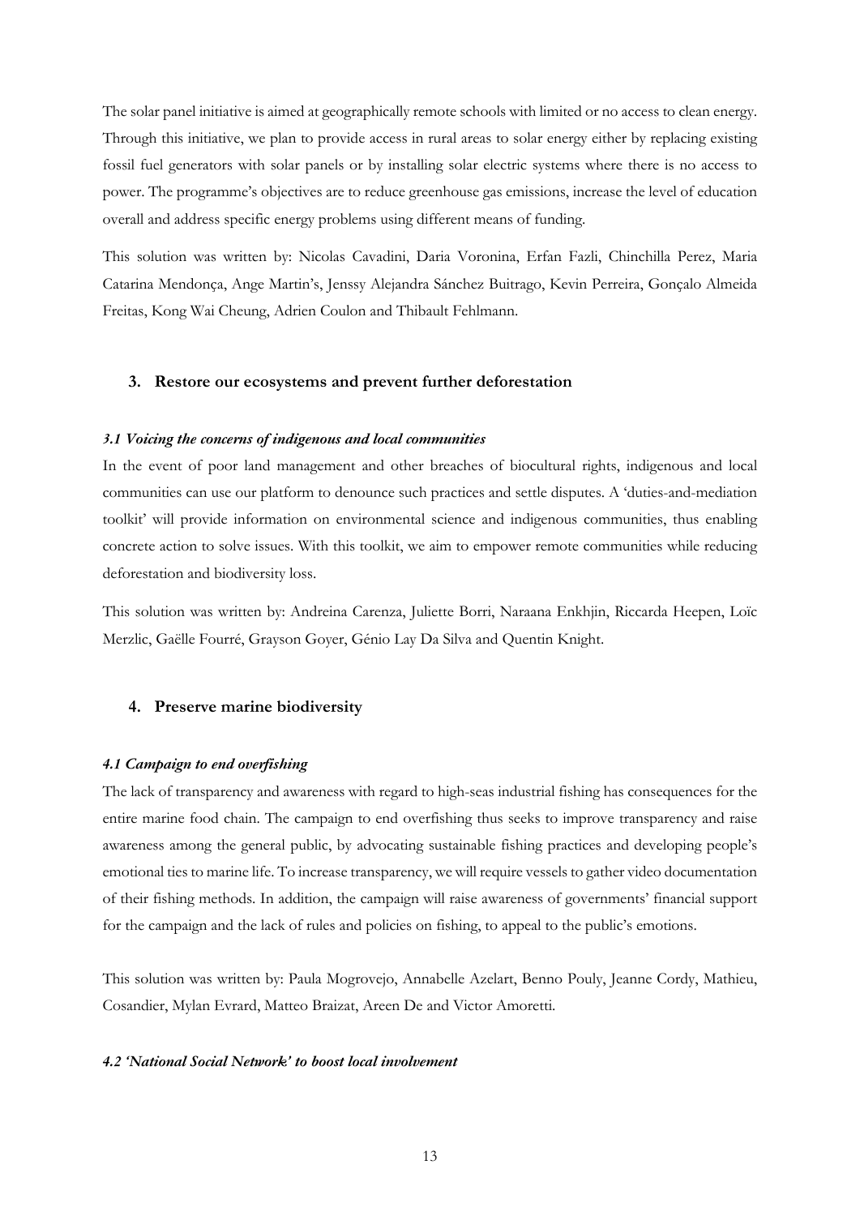The solar panel initiative is aimed at geographically remote schools with limited or no access to clean energy. Through this initiative, we plan to provide access in rural areas to solar energy either by replacing existing fossil fuel generators with solar panels or by installing solar electric systems where there is no access to power. The programme's objectives are to reduce greenhouse gas emissions, increase the level of education overall and address specific energy problems using different means of funding.

This solution was written by: Nicolas Cavadini, Daria Voronina, Erfan Fazli, Chinchilla Perez, Maria Catarina Mendonça, Ange Martin's, Jenssy Alejandra Sánchez Buitrago, Kevin Perreira, Gonçalo Almeida Freitas, Kong Wai Cheung, Adrien Coulon and Thibault Fehlmann.

## 3. Restore our ecosystems and prevent further deforestation

### *3.1 Voicing the concerns of indigenous and local communities*

In the event of poor land management and other breaches of biocultural rights, indigenous and local communities can use our platform to denounce such practices and settle disputes. A 'duties-and-mediation toolkit' will provide information on environmental science and indigenous communities, thus enabling concrete action to solve issues. With this toolkit, we aim to empower remote communities while reducing deforestation and biodiversity loss.

This solution was written by: Andreina Carenza, Juliette Borri, Naraana Enkhjin, Riccarda Heepen, Loïc Merzlic, Gaëlle Fourré, Grayson Goyer, Génio Lay Da Silva and Quentin Knight.

## 4. Preserve marine biodiversity

### *4.1 Campaign to end overfishing*

The lack of transparency and awareness with regard to high-seas industrial fishing has consequences for the entire marine food chain. The campaign to end overfishing thus seeks to improve transparency and raise awareness among the general public, by advocating sustainable fishing practices and developing people's emotional ties to marine life. To increase transparency, we will require vessels to gather video documentation of their fishing methods. In addition, the campaign will raise awareness of governments' financial support for the campaign and the lack of rules and policies on fishing, to appeal to the public's emotions.

This solution was written by: Paula Mogrovejo, Annabelle Azelart, Benno Pouly, Jeanne Cordy, Mathieu, Cosandier, Mylan Evrard, Matteo Braizat, Areen De and Victor Amoretti.

### *4.2 'National Social Network' to boost local involvement*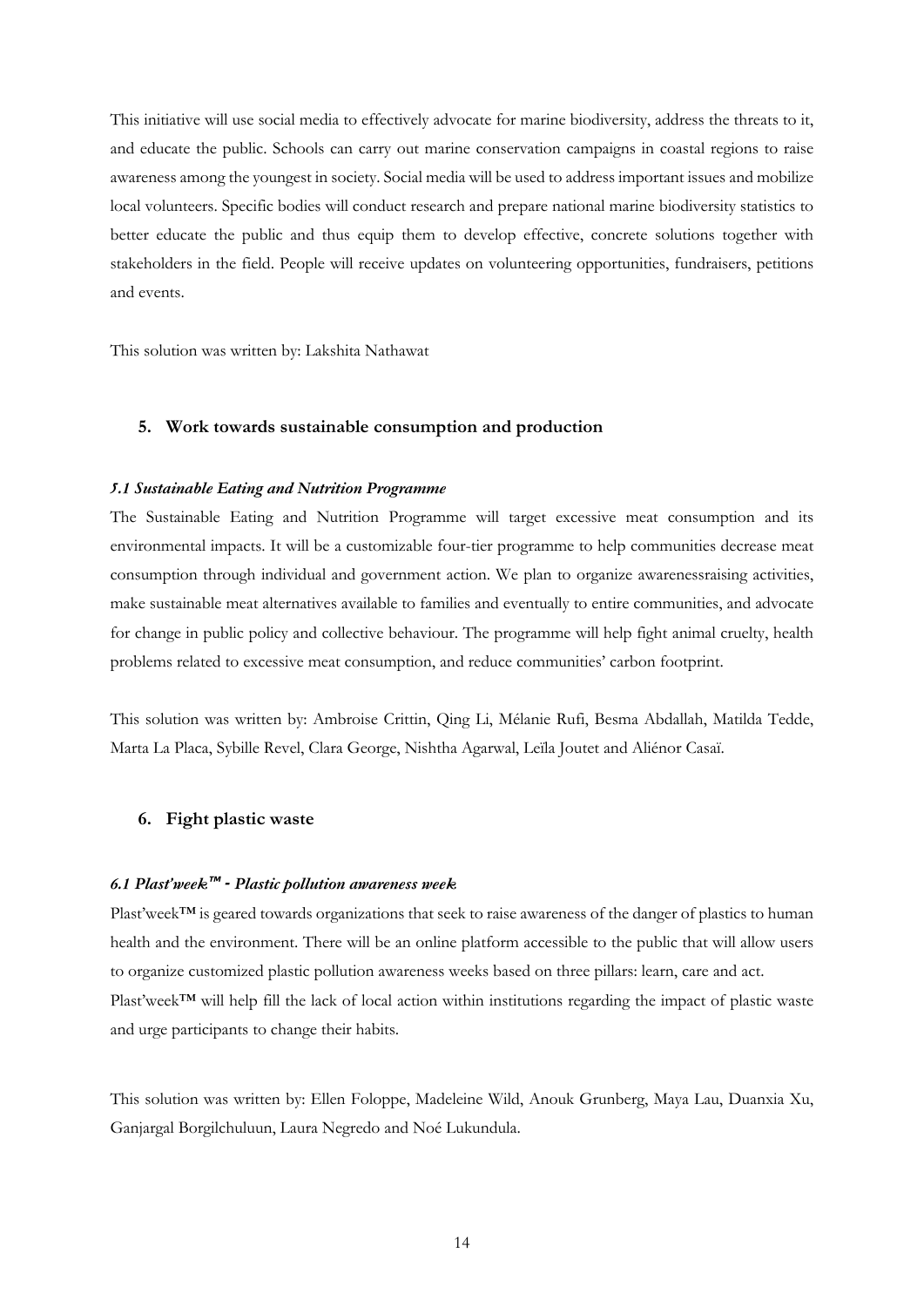This initiative will use social media to effectively advocate for marine biodiversity, address the threats to it, and educate the public. Schools can carry out marine conservation campaigns in coastal regions to raise awareness among the youngest in society. Social media will be used to address important issues and mobilize local volunteers. Specific bodies will conduct research and prepare national marine biodiversity statistics to better educate the public and thus equip them to develop effective, concrete solutions together with stakeholders in the field. People will receive updates on volunteering opportunities, fundraisers, petitions and events.

This solution was written by: Lakshita Nathawat

## 5. Work towards sustainable consumption and production

### *5.1 Sustainable Eating and Nutrition Programme*

The Sustainable Eating and Nutrition Programme will target excessive meat consumption and its environmental impacts. It will be a customizable four-tier programme to help communities decrease meat consumption through individual and government action. We plan to organize awarenessraising activities, make sustainable meat alternatives available to families and eventually to entire communities, and advocate for change in public policy and collective behaviour. The programme will help fight animal cruelty, health problems related to excessive meat consumption, and reduce communities' carbon footprint.

This solution was written by: Ambroise Crittin, Qing Li, Mélanie Rufi, Besma Abdallah, Matilda Tedde, Marta La Placa, Sybille Revel, Clara George, Nishtha Agarwal, Leïla Joutet and Aliénor Casaï.

## 6. Fight plastic waste

### *6.1 Plast'week™ - Plastic pollution awareness week*

Plast'week™ is geared towards organizations that seek to raise awareness of the danger of plastics to human health and the environment. There will be an online platform accessible to the public that will allow users to organize customized plastic pollution awareness weeks based on three pillars: learn, care and act.
Plast'week™ will help fill the lack of local action within institutions regarding the impact of plastic waste and urge participants to change their habits.

This solution was written by: Ellen Foloppe, Madeleine Wild, Anouk Grunberg, Maya Lau, Duanxia Xu, Ganjargal Borgilchuluun, Laura Negredo and Noé Lukundula.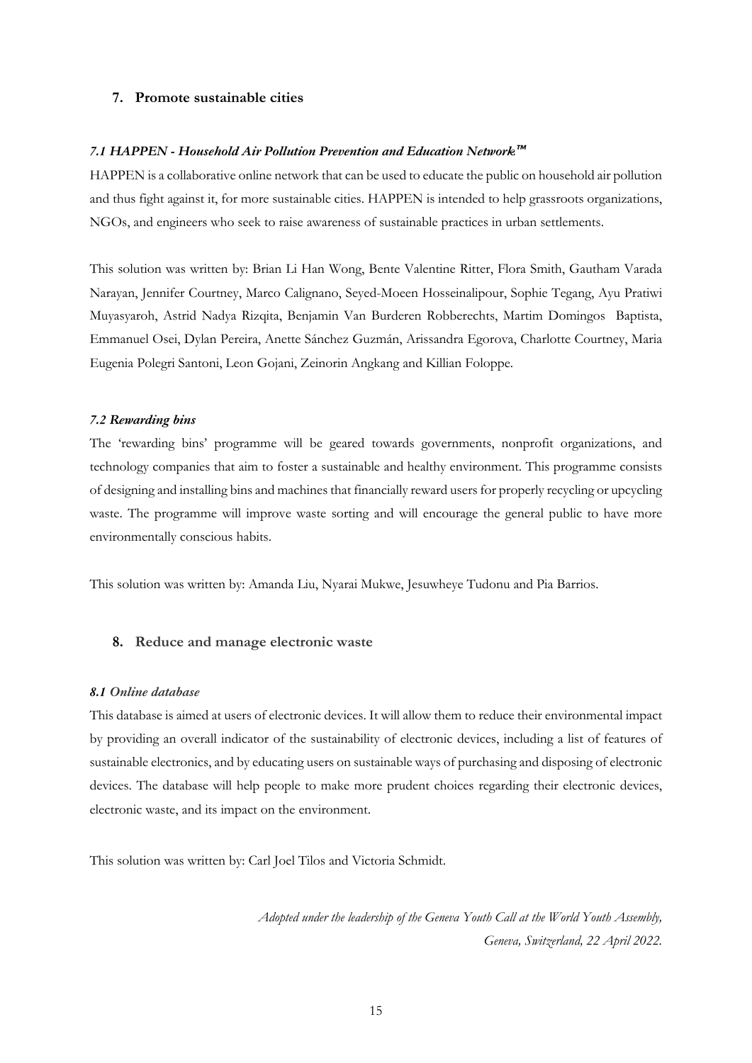## 7. Promote sustainable cities

### *7.1 HAPPEN - Household Air Pollution Prevention and Education Network™*

HAPPEN is a collaborative online network that can be used to educate the public on household air pollution and thus fight against it, for more sustainable cities. HAPPEN is intended to help grassroots organizations, NGOs, and engineers who seek to raise awareness of sustainable practices in urban settlements.

This solution was written by: Brian Li Han Wong, Bente Valentine Ritter, Flora Smith, Gautham Varada Narayan, Jennifer Courtney, Marco Calignano, Seyed-Moeen Hosseinalipour, Sophie Tegang, Ayu Pratiwi Muyasyaroh, Astrid Nadya Rizqita, Benjamin Van Burderen Robberechts, Martim Domingos Baptista, Emmanuel Osei, Dylan Pereira, Anette Sánchez Guzmán, Arissandra Egorova, Charlotte Courtney, Maria Eugenia Polegri Santoni, Leon Gojani, Zeinorin Angkang and Killian Foloppe.

### *7.2 Rewarding bins*

The 'rewarding bins' programme will be geared towards governments, nonprofit organizations, and technology companies that aim to foster a sustainable and healthy environment. This programme consists of designing and installing bins and machines that financially reward users for properly recycling or upcycling waste. The programme will improve waste sorting and will encourage the general public to have more environmentally conscious habits.

This solution was written by: Amanda Liu, Nyarai Mukwe, Jesuwheye Tudonu and Pia Barrios.

## 8. Reduce and manage electronic waste

### *8.1 Online database*

This database is aimed at users of electronic devices. It will allow them to reduce their environmental impact by providing an overall indicator of the sustainability of electronic devices, including a list of features of sustainable electronics, and by educating users on sustainable ways of purchasing and disposing of electronic devices. The database will help people to make more prudent choices regarding their electronic devices, electronic waste, and its impact on the environment.

This solution was written by: Carl Joel Tilos and Victoria Schmidt.

*Adopted under the leadership of the Geneva Youth Call at the World Youth Assembly, Geneva, Switzerland, 22 April 2022.*